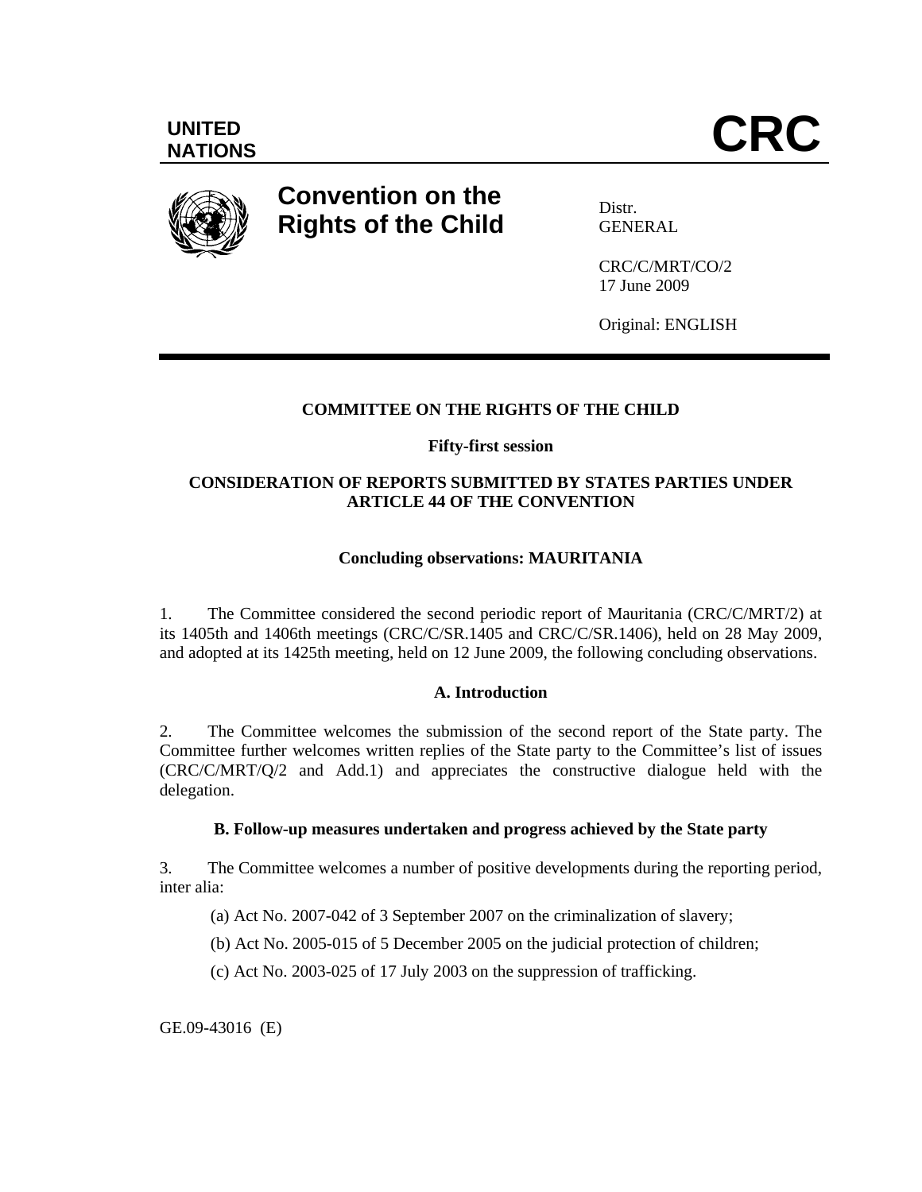UNITED NATIONS

# CRC

**Convention on the Rights of the Child**

Distr.
GENERAL

CRC/C/MRT/CO/2
17 June 2009

Original: ENGLISH

**COMMITTEE ON THE RIGHTS OF THE CHILD**

**Fifty-first session**

**CONSIDERATION OF REPORTS SUBMITTED BY STATES PARTIES UNDER ARTICLE 44 OF THE CONVENTION**

**Concluding observations: MAURITANIA**

1. The Committee considered the second periodic report of Mauritania (CRC/C/MRT/2) at its 1405th and 1406th meetings (CRC/C/SR.1405 and CRC/C/SR.1406), held on 28 May 2009, and adopted at its 1425th meeting, held on 12 June 2009, the following concluding observations.

## A. Introduction

2. The Committee welcomes the submission of the second report of the State party. The Committee further welcomes written replies of the State party to the Committee's list of issues (CRC/C/MRT/Q/2 and Add.1) and appreciates the constructive dialogue held with the delegation.

## B. Follow-up measures undertaken and progress achieved by the State party

3. The Committee welcomes a number of positive developments during the reporting period, inter alia:

(a) Act No. 2007-042 of 3 September 2007 on the criminalization of slavery;

(b) Act No. 2005-015 of 5 December 2005 on the judicial protection of children;

(c) Act No. 2003-025 of 17 July 2003 on the suppression of trafficking.

GE.09-43016 (E)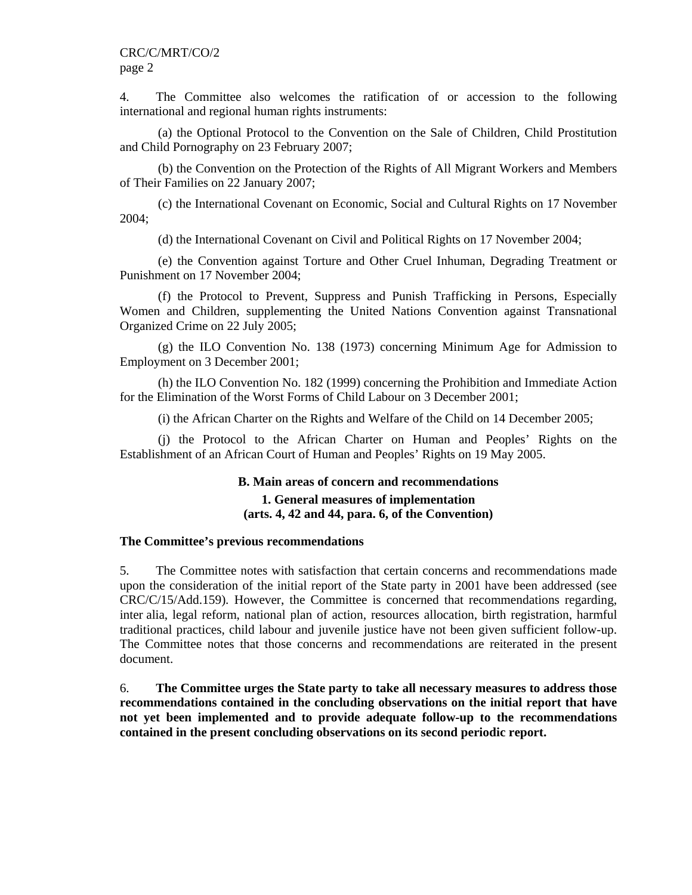4. The Committee also welcomes the ratification of or accession to the following international and regional human rights instruments:

(a) the Optional Protocol to the Convention on the Sale of Children, Child Prostitution and Child Pornography on 23 February 2007;

(b) the Convention on the Protection of the Rights of All Migrant Workers and Members of Their Families on 22 January 2007;

(c) the International Covenant on Economic, Social and Cultural Rights on 17 November 2004;

(d) the International Covenant on Civil and Political Rights on 17 November 2004;

(e) the Convention against Torture and Other Cruel Inhuman, Degrading Treatment or Punishment on 17 November 2004;

(f) the Protocol to Prevent, Suppress and Punish Trafficking in Persons, Especially Women and Children, supplementing the United Nations Convention against Transnational Organized Crime on 22 July 2005;

(g) the ILO Convention No. 138 (1973) concerning Minimum Age for Admission to Employment on 3 December 2001;

(h) the ILO Convention No. 182 (1999) concerning the Prohibition and Immediate Action for the Elimination of the Worst Forms of Child Labour on 3 December 2001;

(i) the African Charter on the Rights and Welfare of the Child on 14 December 2005;

(j) the Protocol to the African Charter on Human and Peoples' Rights on the Establishment of an African Court of Human and Peoples' Rights on 19 May 2005.

## B. Main areas of concern and recommendations

### 1. General measures of implementation (arts. 4, 42 and 44, para. 6, of the Convention)

**The Committee's previous recommendations**

5. The Committee notes with satisfaction that certain concerns and recommendations made upon the consideration of the initial report of the State party in 2001 have been addressed (see CRC/C/15/Add.159). However, the Committee is concerned that recommendations regarding, inter alia, legal reform, national plan of action, resources allocation, birth registration, harmful traditional practices, child labour and juvenile justice have not been given sufficient follow-up. The Committee notes that those concerns and recommendations are reiterated in the present document.

6. **The Committee urges the State party to take all necessary measures to address those recommendations contained in the concluding observations on the initial report that have not yet been implemented and to provide adequate follow-up to the recommendations contained in the present concluding observations on its second periodic report.**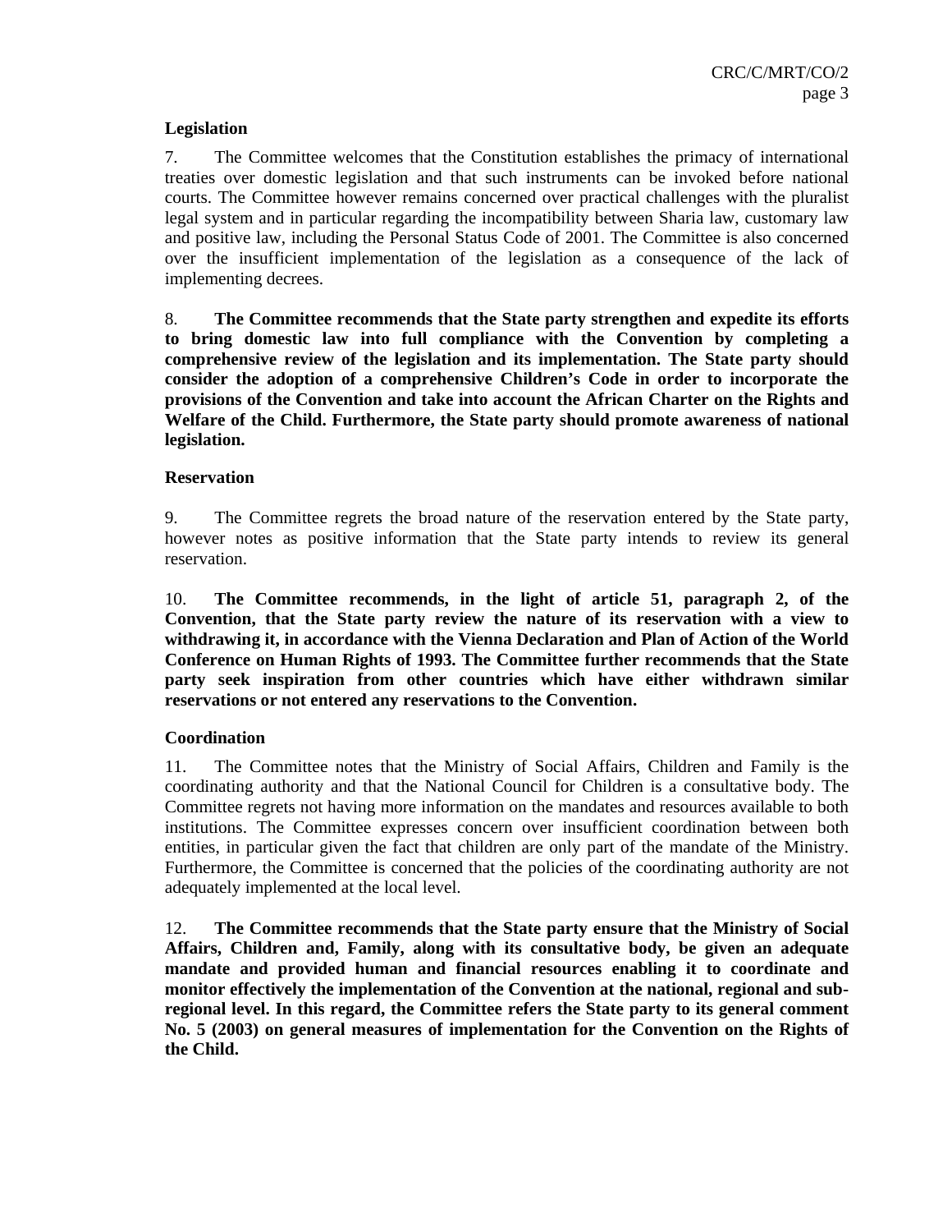**Legislation**

7. The Committee welcomes that the Constitution establishes the primacy of international treaties over domestic legislation and that such instruments can be invoked before national courts. The Committee however remains concerned over practical challenges with the pluralist legal system and in particular regarding the incompatibility between Sharia law, customary law and positive law, including the Personal Status Code of 2001. The Committee is also concerned over the insufficient implementation of the legislation as a consequence of the lack of implementing decrees.

8. **The Committee recommends that the State party strengthen and expedite its efforts to bring domestic law into full compliance with the Convention by completing a comprehensive review of the legislation and its implementation. The State party should consider the adoption of a comprehensive Children's Code in order to incorporate the provisions of the Convention and take into account the African Charter on the Rights and Welfare of the Child. Furthermore, the State party should promote awareness of national legislation.**

**Reservation**

9. The Committee regrets the broad nature of the reservation entered by the State party, however notes as positive information that the State party intends to review its general reservation.

10. **The Committee recommends, in the light of article 51, paragraph 2, of the Convention, that the State party review the nature of its reservation with a view to withdrawing it, in accordance with the Vienna Declaration and Plan of Action of the World Conference on Human Rights of 1993. The Committee further recommends that the State party seek inspiration from other countries which have either withdrawn similar reservations or not entered any reservations to the Convention.**

**Coordination**

11. The Committee notes that the Ministry of Social Affairs, Children and Family is the coordinating authority and that the National Council for Children is a consultative body. The Committee regrets not having more information on the mandates and resources available to both institutions. The Committee expresses concern over insufficient coordination between both entities, in particular given the fact that children are only part of the mandate of the Ministry. Furthermore, the Committee is concerned that the policies of the coordinating authority are not adequately implemented at the local level.

12. **The Committee recommends that the State party ensure that the Ministry of Social Affairs, Children and, Family, along with its consultative body, be given an adequate mandate and provided human and financial resources enabling it to coordinate and monitor effectively the implementation of the Convention at the national, regional and sub-regional level. In this regard, the Committee refers the State party to its general comment No. 5 (2003) on general measures of implementation for the Convention on the Rights of the Child.**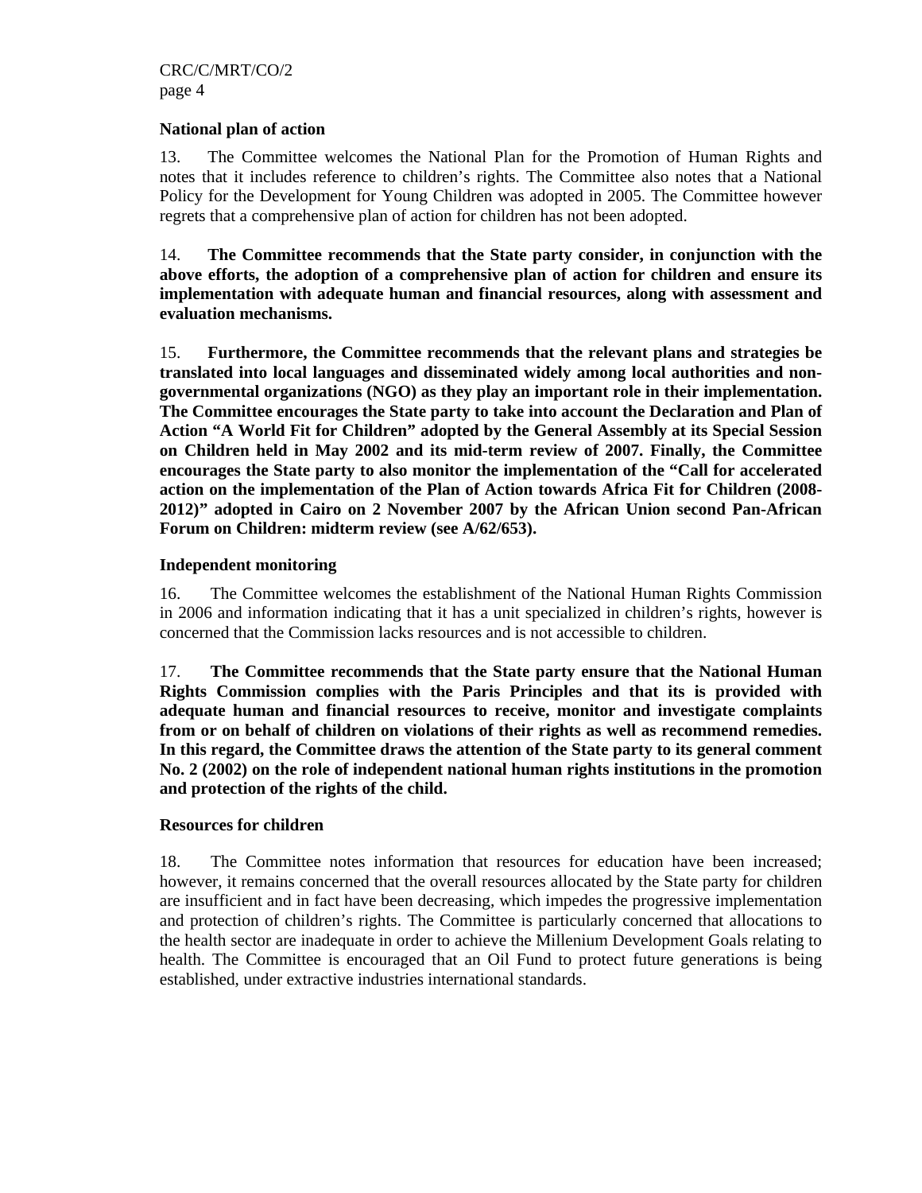**National plan of action**

13. The Committee welcomes the National Plan for the Promotion of Human Rights and notes that it includes reference to children's rights. The Committee also notes that a National Policy for the Development for Young Children was adopted in 2005. The Committee however regrets that a comprehensive plan of action for children has not been adopted.

14. **The Committee recommends that the State party consider, in conjunction with the above efforts, the adoption of a comprehensive plan of action for children and ensure its implementation with adequate human and financial resources, along with assessment and evaluation mechanisms.**

15. **Furthermore, the Committee recommends that the relevant plans and strategies be translated into local languages and disseminated widely among local authorities and non-governmental organizations (NGO) as they play an important role in their implementation. The Committee encourages the State party to take into account the Declaration and Plan of Action "A World Fit for Children" adopted by the General Assembly at its Special Session on Children held in May 2002 and its mid-term review of 2007. Finally, the Committee encourages the State party to also monitor the implementation of the "Call for accelerated action on the implementation of the Plan of Action towards Africa Fit for Children (2008-2012)" adopted in Cairo on 2 November 2007 by the African Union second Pan-African Forum on Children: midterm review (see A/62/653).**

**Independent monitoring**

16. The Committee welcomes the establishment of the National Human Rights Commission in 2006 and information indicating that it has a unit specialized in children's rights, however is concerned that the Commission lacks resources and is not accessible to children.

17. **The Committee recommends that the State party ensure that the National Human Rights Commission complies with the Paris Principles and that its is provided with adequate human and financial resources to receive, monitor and investigate complaints from or on behalf of children on violations of their rights as well as recommend remedies. In this regard, the Committee draws the attention of the State party to its general comment No. 2 (2002) on the role of independent national human rights institutions in the promotion and protection of the rights of the child.**

**Resources for children**

18. The Committee notes information that resources for education have been increased; however, it remains concerned that the overall resources allocated by the State party for children are insufficient and in fact have been decreasing, which impedes the progressive implementation and protection of children's rights. The Committee is particularly concerned that allocations to the health sector are inadequate in order to achieve the Millenium Development Goals relating to health. The Committee is encouraged that an Oil Fund to protect future generations is being established, under extractive industries international standards.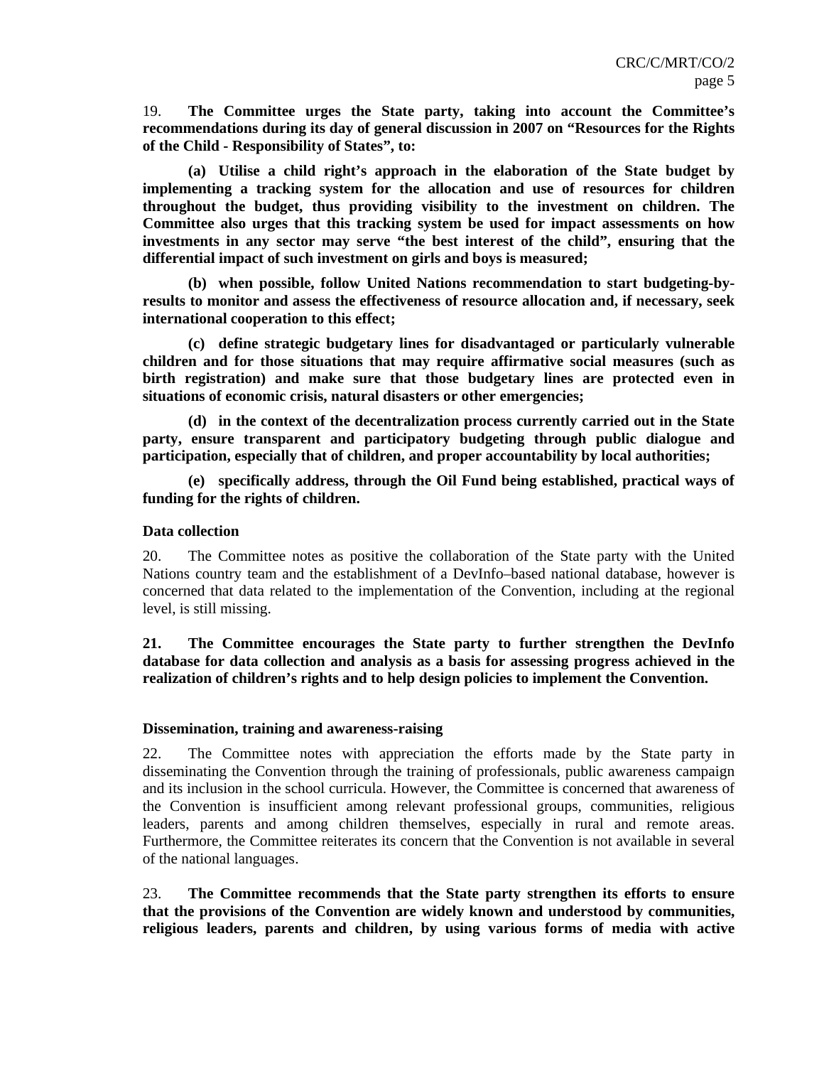19. **The Committee urges the State party, taking into account the Committee's recommendations during its day of general discussion in 2007 on "Resources for the Rights of the Child - Responsibility of States", to:**

**(a) Utilise a child right's approach in the elaboration of the State budget by implementing a tracking system for the allocation and use of resources for children throughout the budget, thus providing visibility to the investment on children. The Committee also urges that this tracking system be used for impact assessments on how investments in any sector may serve "the best interest of the child", ensuring that the differential impact of such investment on girls and boys is measured;**

**(b) when possible, follow United Nations recommendation to start budgeting-by-results to monitor and assess the effectiveness of resource allocation and, if necessary, seek international cooperation to this effect;**

**(c) define strategic budgetary lines for disadvantaged or particularly vulnerable children and for those situations that may require affirmative social measures (such as birth registration) and make sure that those budgetary lines are protected even in situations of economic crisis, natural disasters or other emergencies;**

**(d) in the context of the decentralization process currently carried out in the State party, ensure transparent and participatory budgeting through public dialogue and participation, especially that of children, and proper accountability by local authorities;**

**(e) specifically address, through the Oil Fund being established, practical ways of funding for the rights of children.**

**Data collection**

20. The Committee notes as positive the collaboration of the State party with the United Nations country team and the establishment of a DevInfo–based national database, however is concerned that data related to the implementation of the Convention, including at the regional level, is still missing.

**21. The Committee encourages the State party to further strengthen the DevInfo database for data collection and analysis as a basis for assessing progress achieved in the realization of children's rights and to help design policies to implement the Convention.**

**Dissemination, training and awareness-raising**

22. The Committee notes with appreciation the efforts made by the State party in disseminating the Convention through the training of professionals, public awareness campaign and its inclusion in the school curricula. However, the Committee is concerned that awareness of the Convention is insufficient among relevant professional groups, communities, religious leaders, parents and among children themselves, especially in rural and remote areas. Furthermore, the Committee reiterates its concern that the Convention is not available in several of the national languages.

23. **The Committee recommends that the State party strengthen its efforts to ensure that the provisions of the Convention are widely known and understood by communities, religious leaders, parents and children, by using various forms of media with active**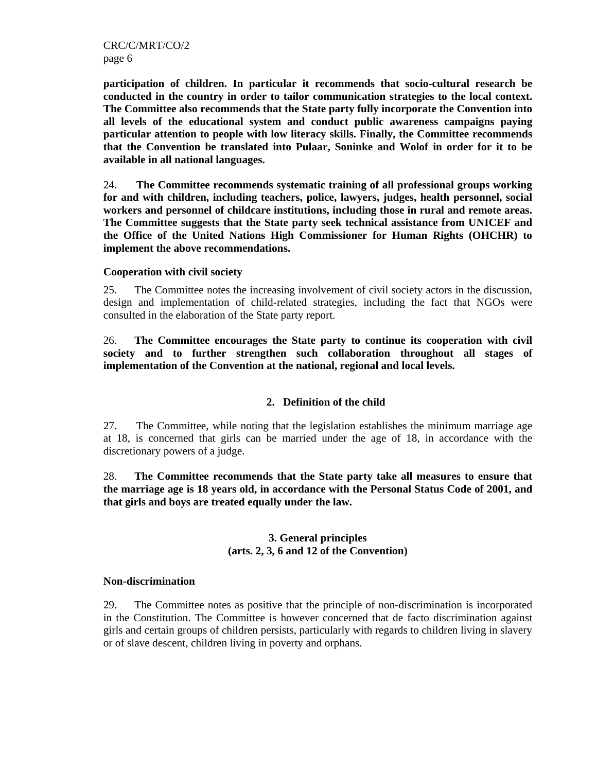**participation of children. In particular it recommends that socio-cultural research be conducted in the country in order to tailor communication strategies to the local context. The Committee also recommends that the State party fully incorporate the Convention into all levels of the educational system and conduct public awareness campaigns paying particular attention to people with low literacy skills. Finally, the Committee recommends that the Convention be translated into Pulaar, Soninke and Wolof in order for it to be available in all national languages.**

24. **The Committee recommends systematic training of all professional groups working for and with children, including teachers, police, lawyers, judges, health personnel, social workers and personnel of childcare institutions, including those in rural and remote areas. The Committee suggests that the State party seek technical assistance from UNICEF and the Office of the United Nations High Commissioner for Human Rights (OHCHR) to implement the above recommendations.**

**Cooperation with civil society**

25. The Committee notes the increasing involvement of civil society actors in the discussion, design and implementation of child-related strategies, including the fact that NGOs were consulted in the elaboration of the State party report.

26. **The Committee encourages the State party to continue its cooperation with civil society and to further strengthen such collaboration throughout all stages of implementation of the Convention at the national, regional and local levels.**

## 2. Definition of the child

27. The Committee, while noting that the legislation establishes the minimum marriage age at 18, is concerned that girls can be married under the age of 18, in accordance with the discretionary powers of a judge.

28. **The Committee recommends that the State party take all measures to ensure that the marriage age is 18 years old, in accordance with the Personal Status Code of 2001, and that girls and boys are treated equally under the law.**

## 3. General principles (arts. 2, 3, 6 and 12 of the Convention)

**Non-discrimination**

29. The Committee notes as positive that the principle of non-discrimination is incorporated in the Constitution. The Committee is however concerned that de facto discrimination against girls and certain groups of children persists, particularly with regards to children living in slavery or of slave descent, children living in poverty and orphans.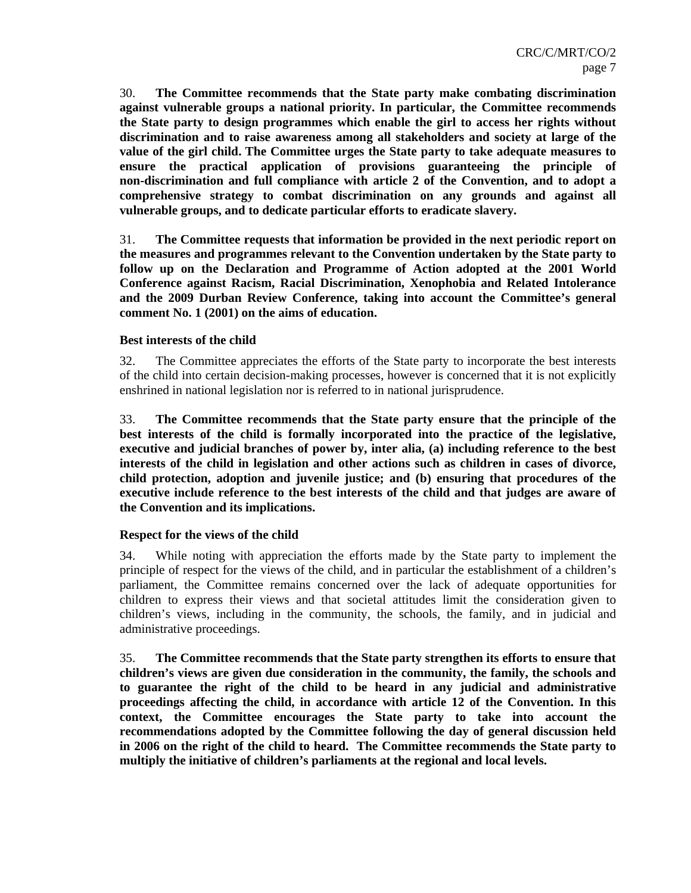30. **The Committee recommends that the State party make combating discrimination against vulnerable groups a national priority. In particular, the Committee recommends the State party to design programmes which enable the girl to access her rights without discrimination and to raise awareness among all stakeholders and society at large of the value of the girl child. The Committee urges the State party to take adequate measures to ensure the practical application of provisions guaranteeing the principle of non-discrimination and full compliance with article 2 of the Convention, and to adopt a comprehensive strategy to combat discrimination on any grounds and against all vulnerable groups, and to dedicate particular efforts to eradicate slavery.**

31. **The Committee requests that information be provided in the next periodic report on the measures and programmes relevant to the Convention undertaken by the State party to follow up on the Declaration and Programme of Action adopted at the 2001 World Conference against Racism, Racial Discrimination, Xenophobia and Related Intolerance and the 2009 Durban Review Conference, taking into account the Committee's general comment No. 1 (2001) on the aims of education.**

### Best interests of the child

32. The Committee appreciates the efforts of the State party to incorporate the best interests of the child into certain decision-making processes, however is concerned that it is not explicitly enshrined in national legislation nor is referred to in national jurisprudence.

33. **The Committee recommends that the State party ensure that the principle of the best interests of the child is formally incorporated into the practice of the legislative, executive and judicial branches of power by, inter alia, (a) including reference to the best interests of the child in legislation and other actions such as children in cases of divorce, child protection, adoption and juvenile justice; and (b) ensuring that procedures of the executive include reference to the best interests of the child and that judges are aware of the Convention and its implications.**

### Respect for the views of the child

34. While noting with appreciation the efforts made by the State party to implement the principle of respect for the views of the child, and in particular the establishment of a children's parliament, the Committee remains concerned over the lack of adequate opportunities for children to express their views and that societal attitudes limit the consideration given to children's views, including in the community, the schools, the family, and in judicial and administrative proceedings.

35. **The Committee recommends that the State party strengthen its efforts to ensure that children's views are given due consideration in the community, the family, the schools and to guarantee the right of the child to be heard in any judicial and administrative proceedings affecting the child, in accordance with article 12 of the Convention. In this context, the Committee encourages the State party to take into account the recommendations adopted by the Committee following the day of general discussion held in 2006 on the right of the child to heard. The Committee recommends the State party to multiply the initiative of children's parliaments at the regional and local levels.**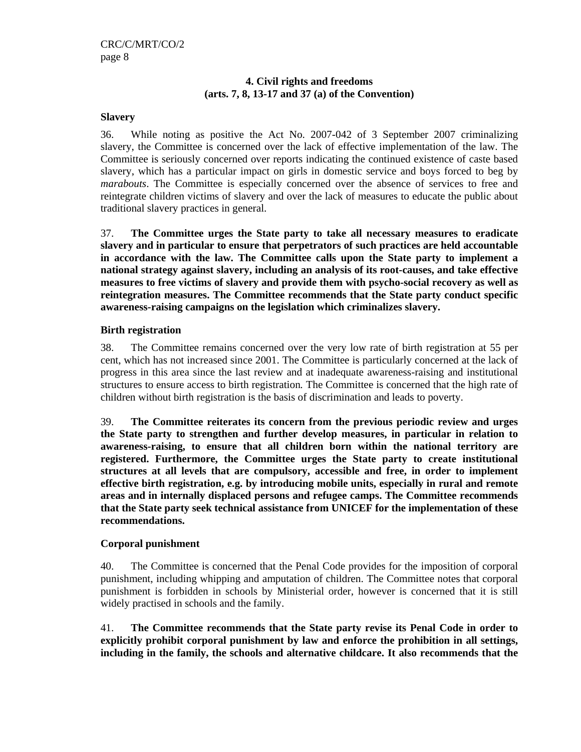## 4. Civil rights and freedoms (arts. 7, 8, 13-17 and 37 (a) of the Convention)

### Slavery

36. While noting as positive the Act No. 2007-042 of 3 September 2007 criminalizing slavery, the Committee is concerned over the lack of effective implementation of the law. The Committee is seriously concerned over reports indicating the continued existence of caste based slavery, which has a particular impact on girls in domestic service and boys forced to beg by *marabouts*. The Committee is especially concerned over the absence of services to free and reintegrate children victims of slavery and over the lack of measures to educate the public about traditional slavery practices in general.

37. **The Committee urges the State party to take all necessary measures to eradicate slavery and in particular to ensure that perpetrators of such practices are held accountable in accordance with the law. The Committee calls upon the State party to implement a national strategy against slavery, including an analysis of its root-causes, and take effective measures to free victims of slavery and provide them with psycho-social recovery as well as reintegration measures. The Committee recommends that the State party conduct specific awareness-raising campaigns on the legislation which criminalizes slavery.**

### Birth registration

38. The Committee remains concerned over the very low rate of birth registration at 55 per cent, which has not increased since 2001. The Committee is particularly concerned at the lack of progress in this area since the last review and at inadequate awareness-raising and institutional structures to ensure access to birth registration. The Committee is concerned that the high rate of children without birth registration is the basis of discrimination and leads to poverty.

39. **The Committee reiterates its concern from the previous periodic review and urges the State party to strengthen and further develop measures, in particular in relation to awareness-raising, to ensure that all children born within the national territory are registered. Furthermore, the Committee urges the State party to create institutional structures at all levels that are compulsory, accessible and free, in order to implement effective birth registration, e.g. by introducing mobile units, especially in rural and remote areas and in internally displaced persons and refugee camps. The Committee recommends that the State party seek technical assistance from UNICEF for the implementation of these recommendations.**

### Corporal punishment

40. The Committee is concerned that the Penal Code provides for the imposition of corporal punishment, including whipping and amputation of children. The Committee notes that corporal punishment is forbidden in schools by Ministerial order, however is concerned that it is still widely practised in schools and the family.

41. **The Committee recommends that the State party revise its Penal Code in order to explicitly prohibit corporal punishment by law and enforce the prohibition in all settings, including in the family, the schools and alternative childcare. It also recommends that the**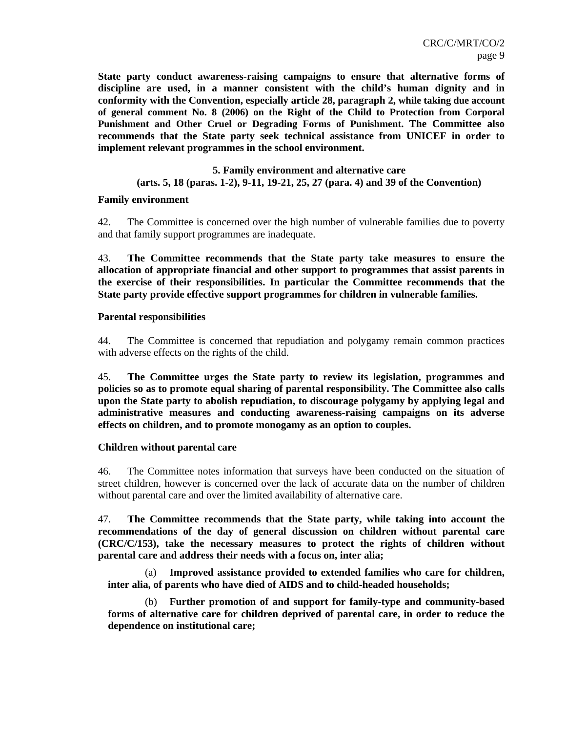**State party conduct awareness-raising campaigns to ensure that alternative forms of discipline are used, in a manner consistent with the child's human dignity and in conformity with the Convention, especially article 28, paragraph 2, while taking due account of general comment No. 8 (2006) on the Right of the Child to Protection from Corporal Punishment and Other Cruel or Degrading Forms of Punishment. The Committee also recommends that the State party seek technical assistance from UNICEF in order to implement relevant programmes in the school environment.**

### 5. Family environment and alternative care (arts. 5, 18 (paras. 1-2), 9-11, 19-21, 25, 27 (para. 4) and 39 of the Convention)

#### Family environment

42. The Committee is concerned over the high number of vulnerable families due to poverty and that family support programmes are inadequate.

43. **The Committee recommends that the State party take measures to ensure the allocation of appropriate financial and other support to programmes that assist parents in the exercise of their responsibilities. In particular the Committee recommends that the State party provide effective support programmes for children in vulnerable families.**

#### Parental responsibilities

44. The Committee is concerned that repudiation and polygamy remain common practices with adverse effects on the rights of the child.

45. **The Committee urges the State party to review its legislation, programmes and policies so as to promote equal sharing of parental responsibility. The Committee also calls upon the State party to abolish repudiation, to discourage polygamy by applying legal and administrative measures and conducting awareness-raising campaigns on its adverse effects on children, and to promote monogamy as an option to couples.**

#### Children without parental care

46. The Committee notes information that surveys have been conducted on the situation of street children, however is concerned over the lack of accurate data on the number of children without parental care and over the limited availability of alternative care.

47. **The Committee recommends that the State party, while taking into account the recommendations of the day of general discussion on children without parental care (CRC/C/153), take the necessary measures to protect the rights of children without parental care and address their needs with a focus on, inter alia;**

(a) **Improved assistance provided to extended families who care for children, inter alia, of parents who have died of AIDS and to child-headed households;**

(b) **Further promotion of and support for family-type and community-based forms of alternative care for children deprived of parental care, in order to reduce the dependence on institutional care;**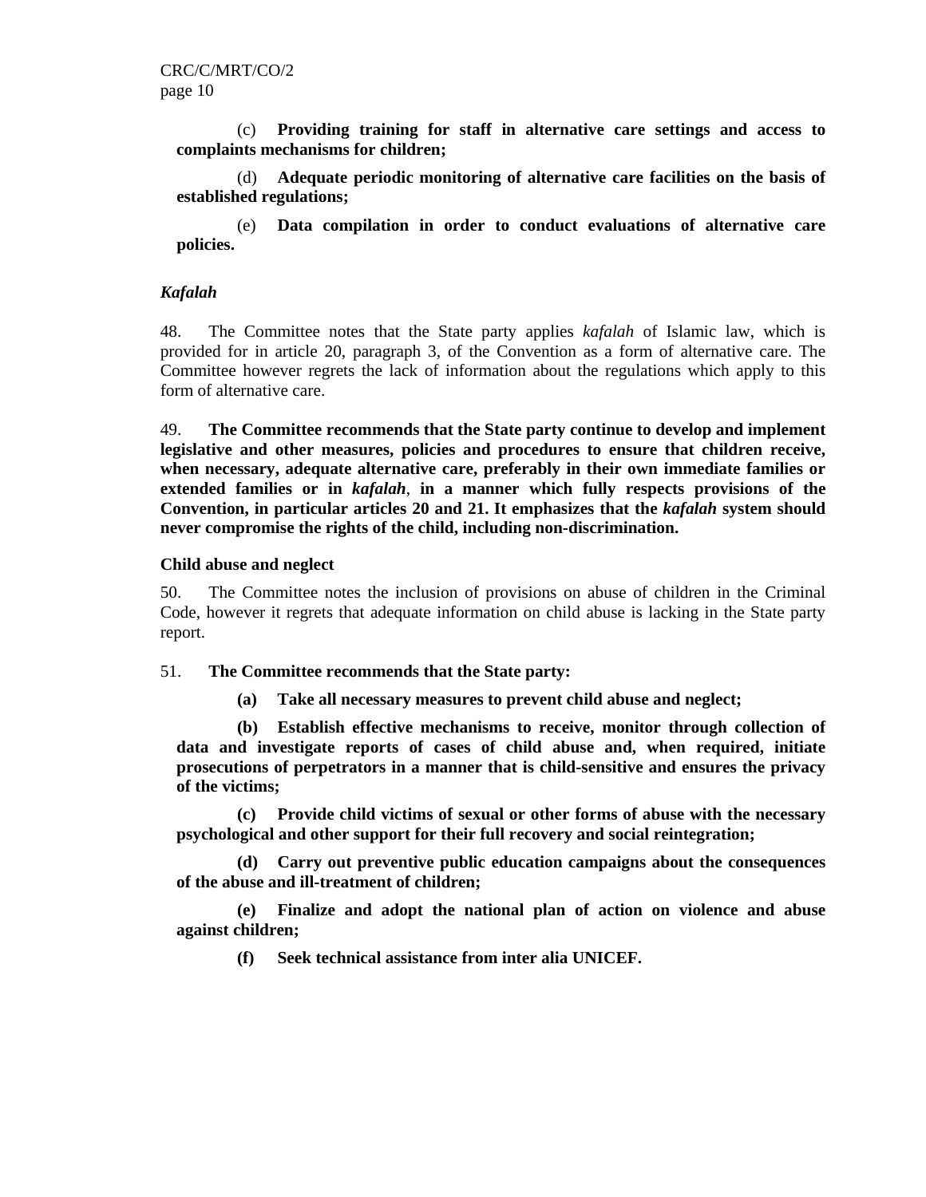(c) **Providing training for staff in alternative care settings and access to complaints mechanisms for children;**

(d) **Adequate periodic monitoring of alternative care facilities on the basis of established regulations;**

(e) **Data compilation in order to conduct evaluations of alternative care policies.**

### *Kafalah*

48. The Committee notes that the State party applies *kafalah* of Islamic law, which is provided for in article 20, paragraph 3, of the Convention as a form of alternative care. The Committee however regrets the lack of information about the regulations which apply to this form of alternative care.

49. **The Committee recommends that the State party continue to develop and implement legislative and other measures, policies and procedures to ensure that children receive, when necessary, adequate alternative care, preferably in their own immediate families or extended families or in *kafalah*, in a manner which fully respects provisions of the Convention, in particular articles 20 and 21. It emphasizes that the *kafalah* system should never compromise the rights of the child, including non-discrimination.**

### Child abuse and neglect

50. The Committee notes the inclusion of provisions on abuse of children in the Criminal Code, however it regrets that adequate information on child abuse is lacking in the State party report.

51. **The Committee recommends that the State party:**

**(a) Take all necessary measures to prevent child abuse and neglect;**

**(b) Establish effective mechanisms to receive, monitor through collection of data and investigate reports of cases of child abuse and, when required, initiate prosecutions of perpetrators in a manner that is child-sensitive and ensures the privacy of the victims;**

**(c) Provide child victims of sexual or other forms of abuse with the necessary psychological and other support for their full recovery and social reintegration;**

**(d) Carry out preventive public education campaigns about the consequences of the abuse and ill-treatment of children;**

**(e) Finalize and adopt the national plan of action on violence and abuse against children;**

**(f) Seek technical assistance from inter alia UNICEF.**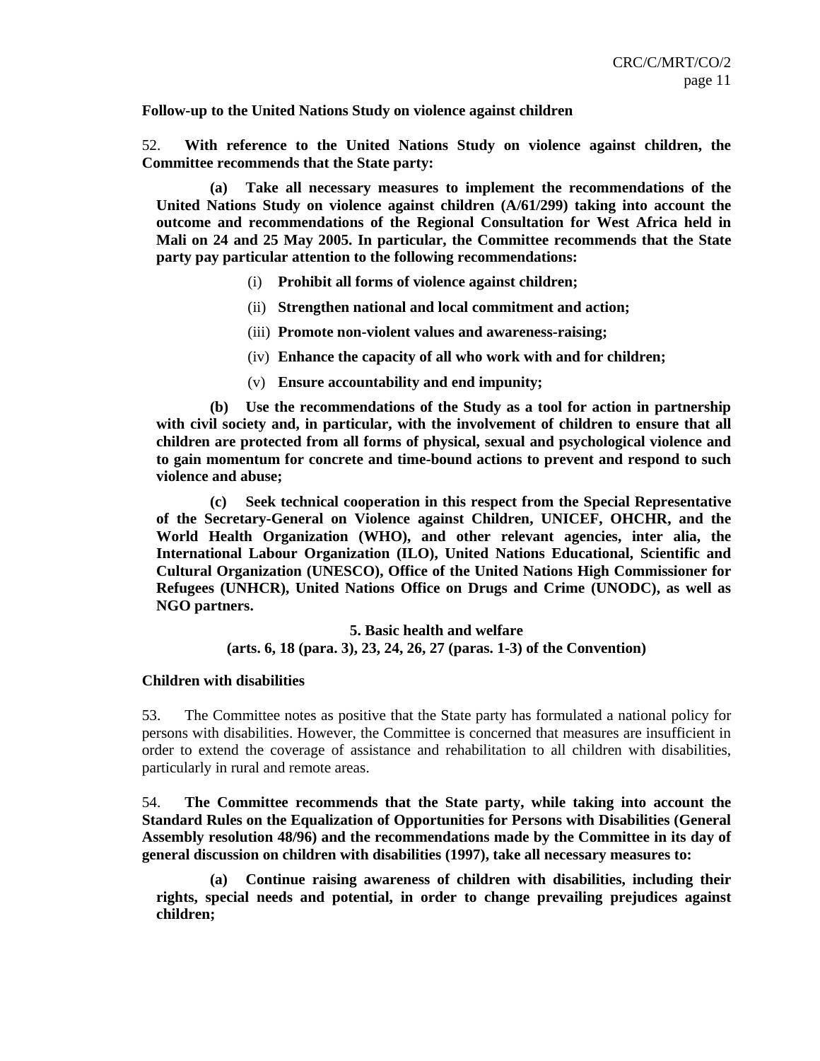**Follow-up to the United Nations Study on violence against children**

52. **With reference to the United Nations Study on violence against children, the Committee recommends that the State party:**

**(a) Take all necessary measures to implement the recommendations of the United Nations Study on violence against children (A/61/299) taking into account the outcome and recommendations of the Regional Consultation for West Africa held in Mali on 24 and 25 May 2005. In particular, the Committee recommends that the State party pay particular attention to the following recommendations:**

(i) **Prohibit all forms of violence against children;**

(ii) **Strengthen national and local commitment and action;**

(iii) **Promote non-violent values and awareness-raising;**

(iv) **Enhance the capacity of all who work with and for children;**

(v) **Ensure accountability and end impunity;**

**(b) Use the recommendations of the Study as a tool for action in partnership with civil society and, in particular, with the involvement of children to ensure that all children are protected from all forms of physical, sexual and psychological violence and to gain momentum for concrete and time-bound actions to prevent and respond to such violence and abuse;**

**(c) Seek technical cooperation in this respect from the Special Representative of the Secretary-General on Violence against Children, UNICEF, OHCHR, and the World Health Organization (WHO), and other relevant agencies, inter alia, the International Labour Organization (ILO), United Nations Educational, Scientific and Cultural Organization (UNESCO), Office of the United Nations High Commissioner for Refugees (UNHCR), United Nations Office on Drugs and Crime (UNODC), as well as NGO partners.**

## 5. Basic health and welfare
## (arts. 6, 18 (para. 3), 23, 24, 26, 27 (paras. 1-3) of the Convention)

**Children with disabilities**

53. The Committee notes as positive that the State party has formulated a national policy for persons with disabilities. However, the Committee is concerned that measures are insufficient in order to extend the coverage of assistance and rehabilitation to all children with disabilities, particularly in rural and remote areas.

54. **The Committee recommends that the State party, while taking into account the Standard Rules on the Equalization of Opportunities for Persons with Disabilities (General Assembly resolution 48/96) and the recommendations made by the Committee in its day of general discussion on children with disabilities (1997), take all necessary measures to:**

**(a) Continue raising awareness of children with disabilities, including their rights, special needs and potential, in order to change prevailing prejudices against children;**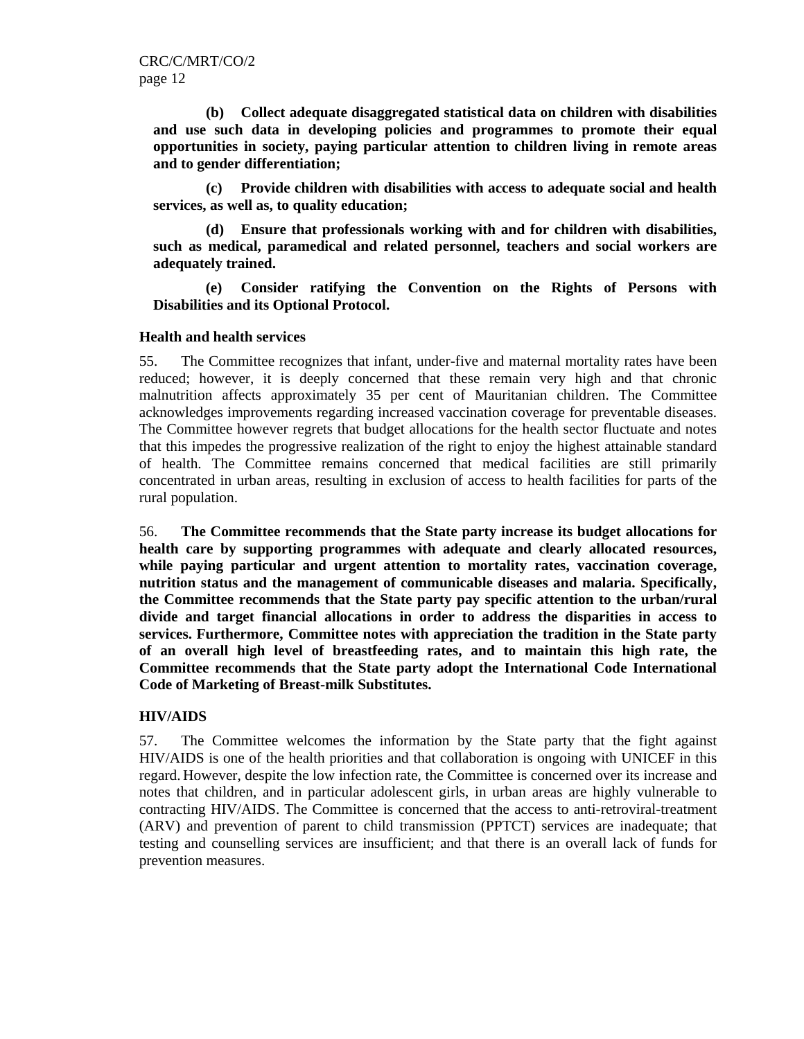**(b) Collect adequate disaggregated statistical data on children with disabilities and use such data in developing policies and programmes to promote their equal opportunities in society, paying particular attention to children living in remote areas and to gender differentiation;**

**(c) Provide children with disabilities with access to adequate social and health services, as well as, to quality education;**

**(d) Ensure that professionals working with and for children with disabilities, such as medical, paramedical and related personnel, teachers and social workers are adequately trained.**

**(e) Consider ratifying the Convention on the Rights of Persons with Disabilities and its Optional Protocol.**

### Health and health services

55. The Committee recognizes that infant, under-five and maternal mortality rates have been reduced; however, it is deeply concerned that these remain very high and that chronic malnutrition affects approximately 35 per cent of Mauritanian children. The Committee acknowledges improvements regarding increased vaccination coverage for preventable diseases. The Committee however regrets that budget allocations for the health sector fluctuate and notes that this impedes the progressive realization of the right to enjoy the highest attainable standard of health. The Committee remains concerned that medical facilities are still primarily concentrated in urban areas, resulting in exclusion of access to health facilities for parts of the rural population.

56. **The Committee recommends that the State party increase its budget allocations for health care by supporting programmes with adequate and clearly allocated resources, while paying particular and urgent attention to mortality rates, vaccination coverage, nutrition status and the management of communicable diseases and malaria. Specifically, the Committee recommends that the State party pay specific attention to the urban/rural divide and target financial allocations in order to address the disparities in access to services. Furthermore, Committee notes with appreciation the tradition in the State party of an overall high level of breastfeeding rates, and to maintain this high rate, the Committee recommends that the State party adopt the International Code International Code of Marketing of Breast-milk Substitutes.**

### HIV/AIDS

57. The Committee welcomes the information by the State party that the fight against HIV/AIDS is one of the health priorities and that collaboration is ongoing with UNICEF in this regard. However, despite the low infection rate, the Committee is concerned over its increase and notes that children, and in particular adolescent girls, in urban areas are highly vulnerable to contracting HIV/AIDS. The Committee is concerned that the access to anti-retroviral-treatment (ARV) and prevention of parent to child transmission (PPTCT) services are inadequate; that testing and counselling services are insufficient; and that there is an overall lack of funds for prevention measures.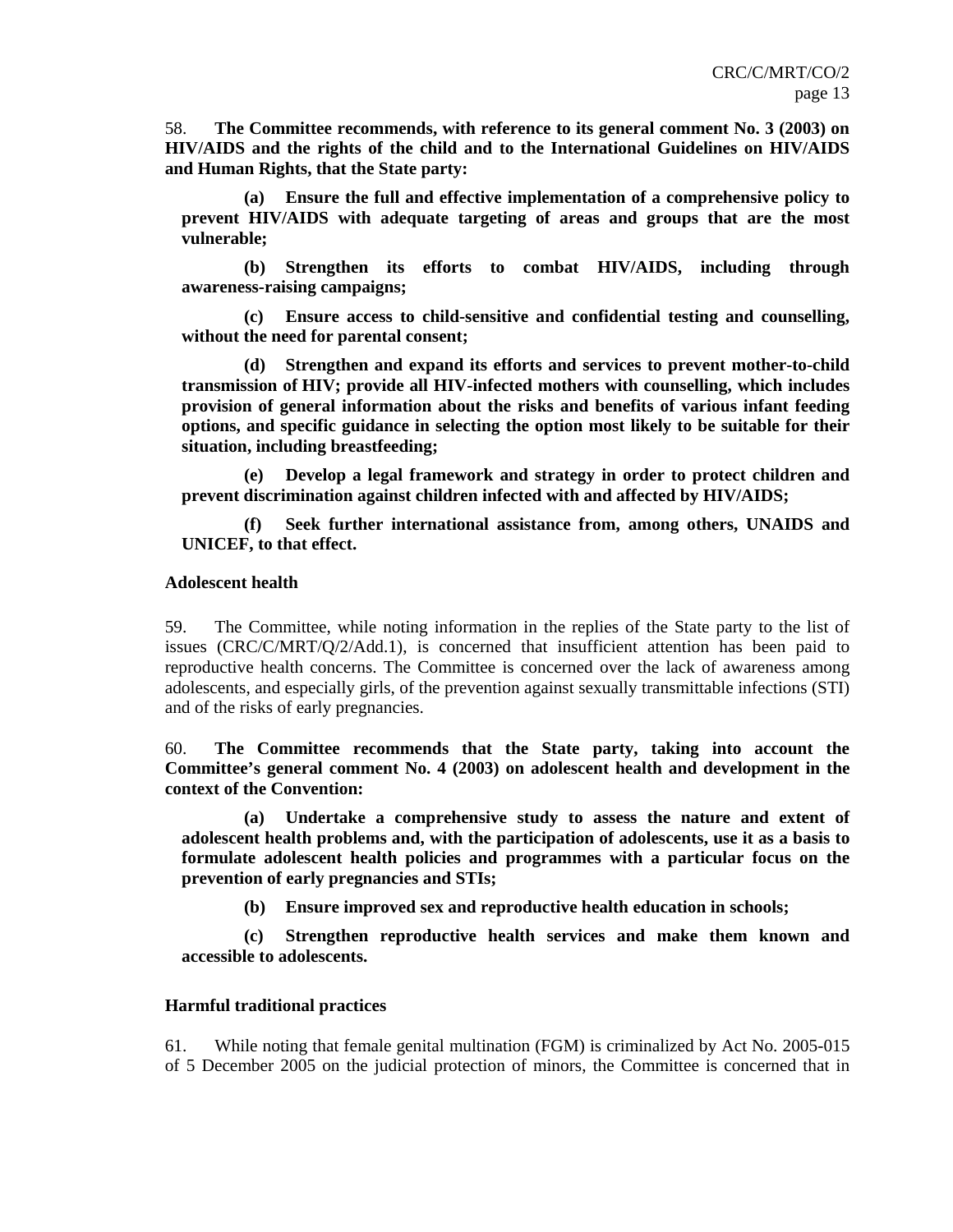58. **The Committee recommends, with reference to its general comment No. 3 (2003) on HIV/AIDS and the rights of the child and to the International Guidelines on HIV/AIDS and Human Rights, that the State party:**

**(a) Ensure the full and effective implementation of a comprehensive policy to prevent HIV/AIDS with adequate targeting of areas and groups that are the most vulnerable;**

**(b) Strengthen its efforts to combat HIV/AIDS, including through awareness-raising campaigns;**

**(c) Ensure access to child-sensitive and confidential testing and counselling, without the need for parental consent;**

**(d) Strengthen and expand its efforts and services to prevent mother-to-child transmission of HIV; provide all HIV-infected mothers with counselling, which includes provision of general information about the risks and benefits of various infant feeding options, and specific guidance in selecting the option most likely to be suitable for their situation, including breastfeeding;**

**(e) Develop a legal framework and strategy in order to protect children and prevent discrimination against children infected with and affected by HIV/AIDS;**

**(f) Seek further international assistance from, among others, UNAIDS and UNICEF, to that effect.**

**Adolescent health**

59. The Committee, while noting information in the replies of the State party to the list of issues (CRC/C/MRT/Q/2/Add.1), is concerned that insufficient attention has been paid to reproductive health concerns. The Committee is concerned over the lack of awareness among adolescents, and especially girls, of the prevention against sexually transmittable infections (STI) and of the risks of early pregnancies.

60. **The Committee recommends that the State party, taking into account the Committee's general comment No. 4 (2003) on adolescent health and development in the context of the Convention:**

**(a) Undertake a comprehensive study to assess the nature and extent of adolescent health problems and, with the participation of adolescents, use it as a basis to formulate adolescent health policies and programmes with a particular focus on the prevention of early pregnancies and STIs;**

**(b) Ensure improved sex and reproductive health education in schools;**

**(c) Strengthen reproductive health services and make them known and accessible to adolescents.**

**Harmful traditional practices**

61. While noting that female genital multination (FGM) is criminalized by Act No. 2005-015 of 5 December 2005 on the judicial protection of minors, the Committee is concerned that in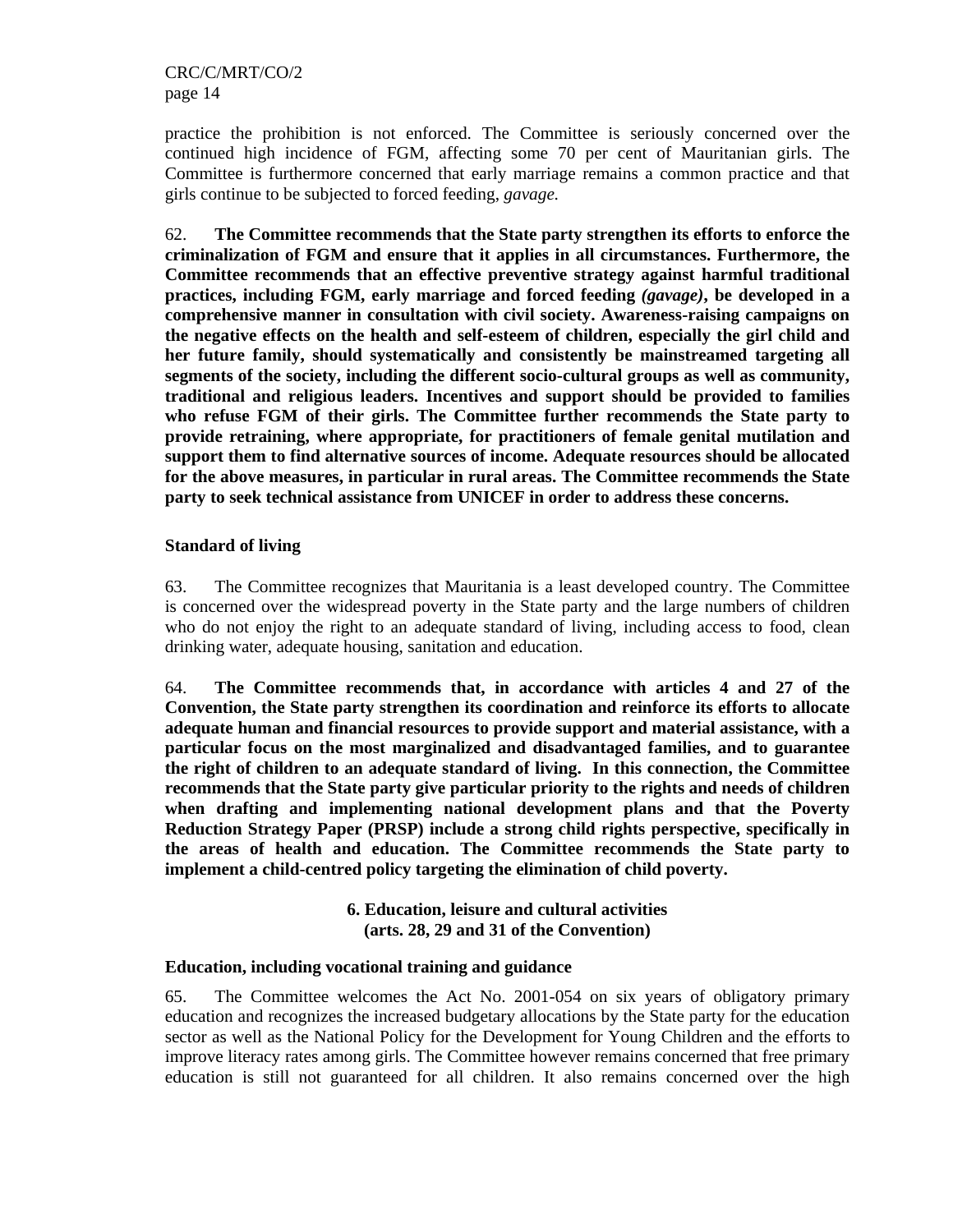practice the prohibition is not enforced. The Committee is seriously concerned over the continued high incidence of FGM, affecting some 70 per cent of Mauritanian girls. The Committee is furthermore concerned that early marriage remains a common practice and that girls continue to be subjected to forced feeding, *gavage.*

62. **The Committee recommends that the State party strengthen its efforts to enforce the criminalization of FGM and ensure that it applies in all circumstances. Furthermore, the Committee recommends that an effective preventive strategy against harmful traditional practices, including FGM, early marriage and forced feeding *(gavage)*, be developed in a comprehensive manner in consultation with civil society. Awareness-raising campaigns on the negative effects on the health and self-esteem of children, especially the girl child and her future family, should systematically and consistently be mainstreamed targeting all segments of the society, including the different socio-cultural groups as well as community, traditional and religious leaders. Incentives and support should be provided to families who refuse FGM of their girls. The Committee further recommends the State party to provide retraining, where appropriate, for practitioners of female genital mutilation and support them to find alternative sources of income. Adequate resources should be allocated for the above measures, in particular in rural areas. The Committee recommends the State party to seek technical assistance from UNICEF in order to address these concerns.**

### Standard of living

63. The Committee recognizes that Mauritania is a least developed country. The Committee is concerned over the widespread poverty in the State party and the large numbers of children who do not enjoy the right to an adequate standard of living, including access to food, clean drinking water, adequate housing, sanitation and education.

64. **The Committee recommends that, in accordance with articles 4 and 27 of the Convention, the State party strengthen its coordination and reinforce its efforts to allocate adequate human and financial resources to provide support and material assistance, with a particular focus on the most marginalized and disadvantaged families, and to guarantee the right of children to an adequate standard of living. In this connection, the Committee recommends that the State party give particular priority to the rights and needs of children when drafting and implementing national development plans and that the Poverty Reduction Strategy Paper (PRSP) include a strong child rights perspective, specifically in the areas of health and education. The Committee recommends the State party to implement a child-centred policy targeting the elimination of child poverty.**

## 6. Education, leisure and cultural activities (arts. 28, 29 and 31 of the Convention)

### Education, including vocational training and guidance

65. The Committee welcomes the Act No. 2001-054 on six years of obligatory primary education and recognizes the increased budgetary allocations by the State party for the education sector as well as the National Policy for the Development for Young Children and the efforts to improve literacy rates among girls. The Committee however remains concerned that free primary education is still not guaranteed for all children. It also remains concerned over the high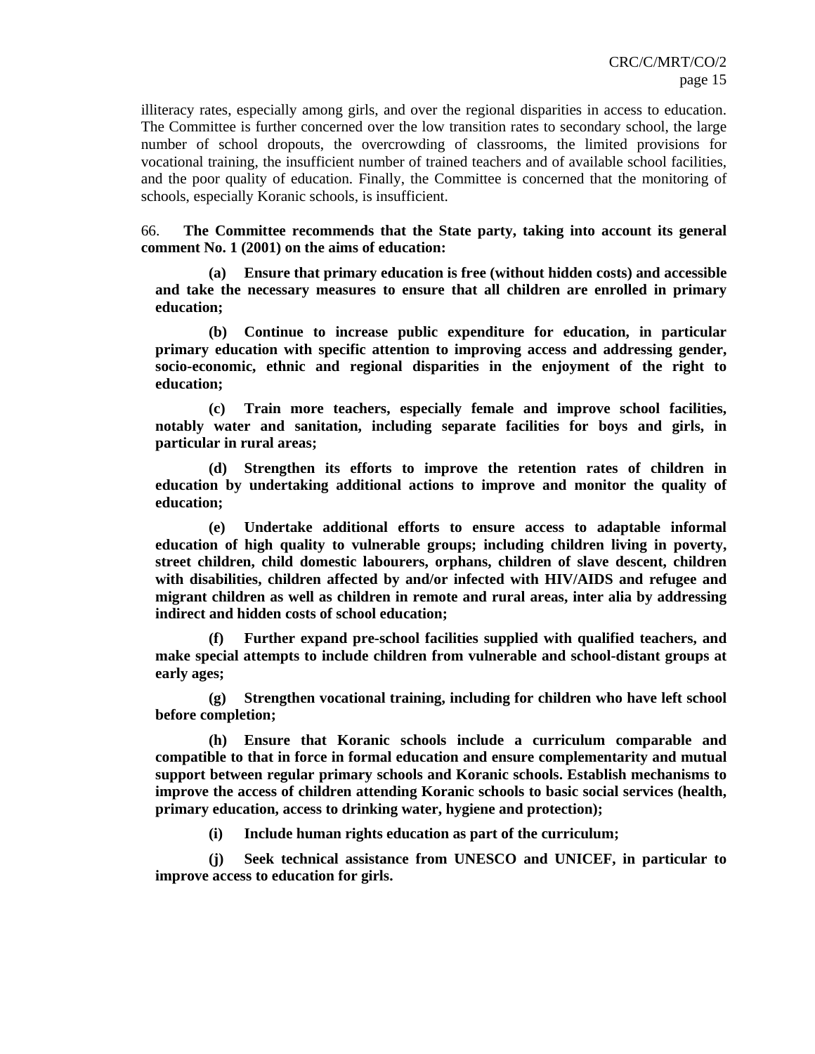illiteracy rates, especially among girls, and over the regional disparities in access to education. The Committee is further concerned over the low transition rates to secondary school, the large number of school dropouts, the overcrowding of classrooms, the limited provisions for vocational training, the insufficient number of trained teachers and of available school facilities, and the poor quality of education. Finally, the Committee is concerned that the monitoring of schools, especially Koranic schools, is insufficient.

66. **The Committee recommends that the State party, taking into account its general comment No. 1 (2001) on the aims of education:**

**(a) Ensure that primary education is free (without hidden costs) and accessible and take the necessary measures to ensure that all children are enrolled in primary education;**

**(b) Continue to increase public expenditure for education, in particular primary education with specific attention to improving access and addressing gender, socio-economic, ethnic and regional disparities in the enjoyment of the right to education;**

**(c) Train more teachers, especially female and improve school facilities, notably water and sanitation, including separate facilities for boys and girls, in particular in rural areas;**

**(d) Strengthen its efforts to improve the retention rates of children in education by undertaking additional actions to improve and monitor the quality of education;**

**(e) Undertake additional efforts to ensure access to adaptable informal education of high quality to vulnerable groups; including children living in poverty, street children, child domestic labourers, orphans, children of slave descent, children with disabilities, children affected by and/or infected with HIV/AIDS and refugee and migrant children as well as children in remote and rural areas, inter alia by addressing indirect and hidden costs of school education;**

**(f) Further expand pre-school facilities supplied with qualified teachers, and make special attempts to include children from vulnerable and school-distant groups at early ages;**

**(g) Strengthen vocational training, including for children who have left school before completion;**

**(h) Ensure that Koranic schools include a curriculum comparable and compatible to that in force in formal education and ensure complementarity and mutual support between regular primary schools and Koranic schools. Establish mechanisms to improve the access of children attending Koranic schools to basic social services (health, primary education, access to drinking water, hygiene and protection);**

**(i) Include human rights education as part of the curriculum;**

**(j) Seek technical assistance from UNESCO and UNICEF, in particular to improve access to education for girls.**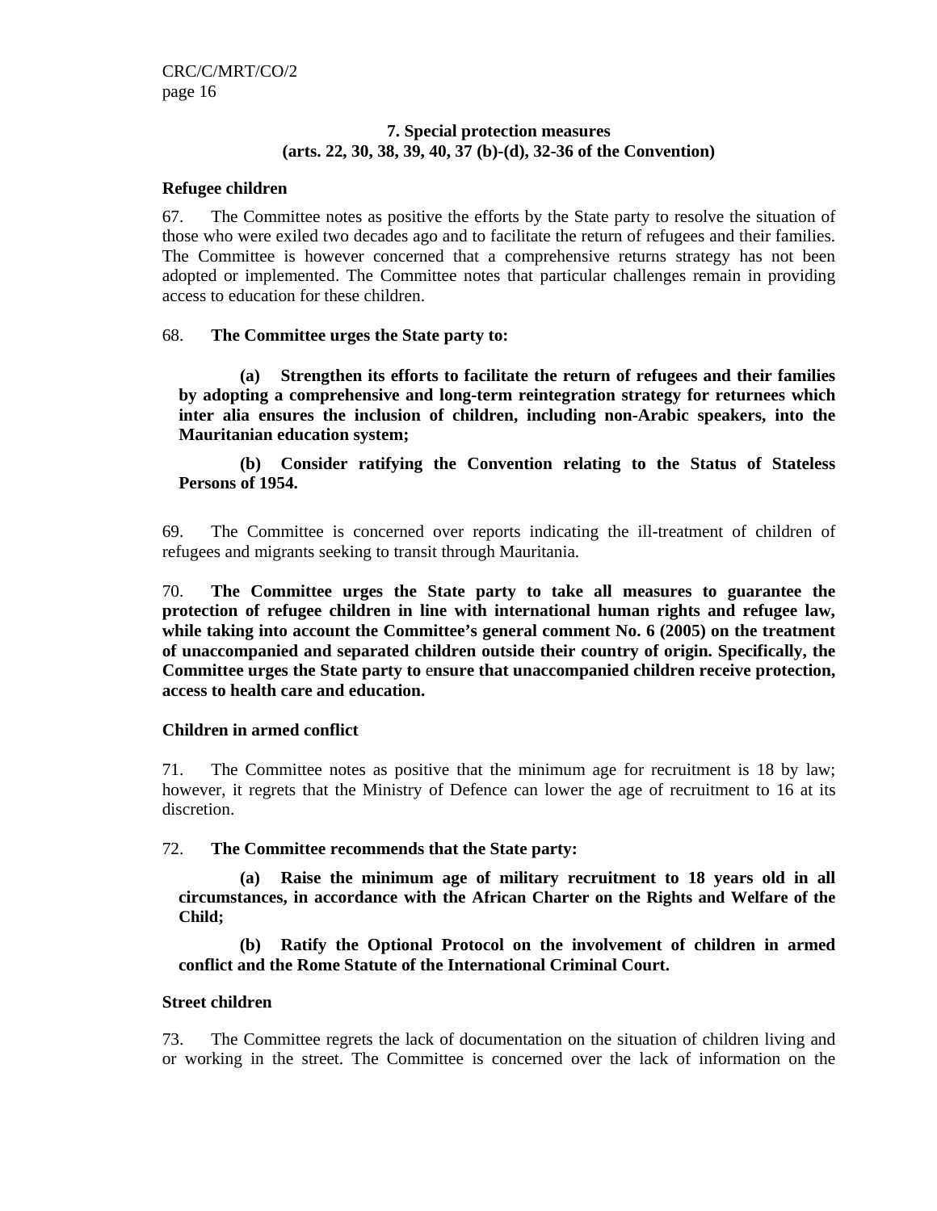### 7. Special protection measures (arts. 22, 30, 38, 39, 40, 37 (b)-(d), 32-36 of the Convention)

**Refugee children**

67. The Committee notes as positive the efforts by the State party to resolve the situation of those who were exiled two decades ago and to facilitate the return of refugees and their families. The Committee is however concerned that a comprehensive returns strategy has not been adopted or implemented. The Committee notes that particular challenges remain in providing access to education for these children.

68. **The Committee urges the State party to:**

> **(a) Strengthen its efforts to facilitate the return of refugees and their families by adopting a comprehensive and long-term reintegration strategy for returnees which inter alia ensures the inclusion of children, including non-Arabic speakers, into the Mauritanian education system;**
>
> **(b) Consider ratifying the Convention relating to the Status of Stateless Persons of 1954.**

69. The Committee is concerned over reports indicating the ill-treatment of children of refugees and migrants seeking to transit through Mauritania.

70. **The Committee urges the State party to take all measures to guarantee the protection of refugee children in line with international human rights and refugee law, while taking into account the Committee's general comment No. 6 (2005) on the treatment of unaccompanied and separated children outside their country of origin. Specifically, the Committee urges the State party to ensure that unaccompanied children receive protection, access to health care and education.**

**Children in armed conflict**

71. The Committee notes as positive that the minimum age for recruitment is 18 by law; however, it regrets that the Ministry of Defence can lower the age of recruitment to 16 at its discretion.

72. **The Committee recommends that the State party:**

> **(a) Raise the minimum age of military recruitment to 18 years old in all circumstances, in accordance with the African Charter on the Rights and Welfare of the Child;**
>
> **(b) Ratify the Optional Protocol on the involvement of children in armed conflict and the Rome Statute of the International Criminal Court.**

**Street children**

73. The Committee regrets the lack of documentation on the situation of children living and or working in the street. The Committee is concerned over the lack of information on the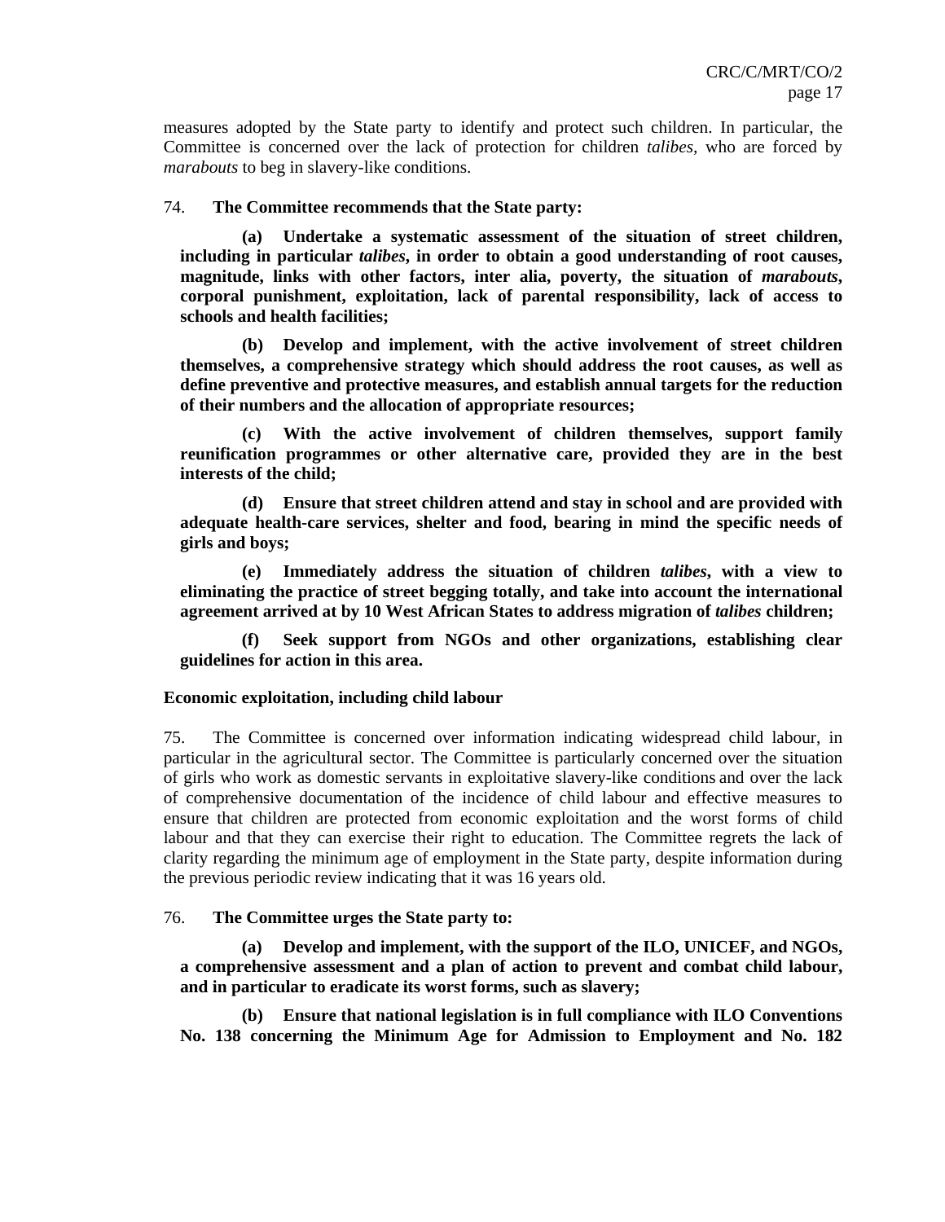measures adopted by the State party to identify and protect such children. In particular, the Committee is concerned over the lack of protection for children *talibes,* who are forced by *marabouts* to beg in slavery-like conditions.

74. **The Committee recommends that the State party:**

**(a) Undertake a systematic assessment of the situation of street children, including in particular *talibes*, in order to obtain a good understanding of root causes, magnitude, links with other factors, inter alia, poverty, the situation of *marabouts*, corporal punishment, exploitation, lack of parental responsibility, lack of access to schools and health facilities;**

**(b) Develop and implement, with the active involvement of street children themselves, a comprehensive strategy which should address the root causes, as well as define preventive and protective measures, and establish annual targets for the reduction of their numbers and the allocation of appropriate resources;**

**(c) With the active involvement of children themselves, support family reunification programmes or other alternative care, provided they are in the best interests of the child;**

**(d) Ensure that street children attend and stay in school and are provided with adequate health-care services, shelter and food, bearing in mind the specific needs of girls and boys;**

**(e) Immediately address the situation of children *talibes*, with a view to eliminating the practice of street begging totally, and take into account the international agreement arrived at by 10 West African States to address migration of *talibes* children;**

**(f) Seek support from NGOs and other organizations, establishing clear guidelines for action in this area.**

**Economic exploitation, including child labour**

75. The Committee is concerned over information indicating widespread child labour, in particular in the agricultural sector. The Committee is particularly concerned over the situation of girls who work as domestic servants in exploitative slavery-like conditions and over the lack of comprehensive documentation of the incidence of child labour and effective measures to ensure that children are protected from economic exploitation and the worst forms of child labour and that they can exercise their right to education. The Committee regrets the lack of clarity regarding the minimum age of employment in the State party, despite information during the previous periodic review indicating that it was 16 years old.

76. **The Committee urges the State party to:**

**(a) Develop and implement, with the support of the ILO, UNICEF, and NGOs, a comprehensive assessment and a plan of action to prevent and combat child labour, and in particular to eradicate its worst forms, such as slavery;**

**(b) Ensure that national legislation is in full compliance with ILO Conventions No. 138 concerning the Minimum Age for Admission to Employment and No. 182**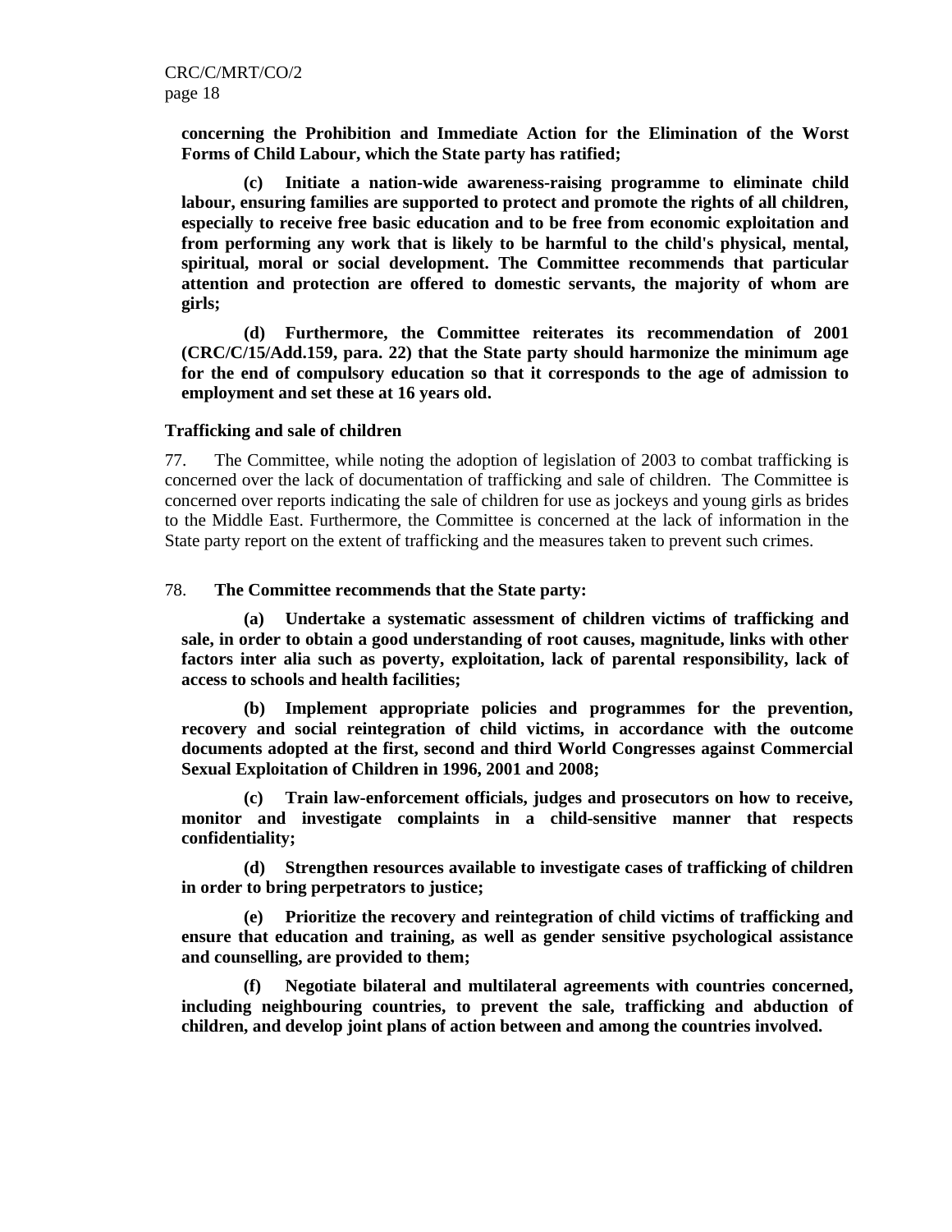**concerning the Prohibition and Immediate Action for the Elimination of the Worst Forms of Child Labour, which the State party has ratified;**

**(c) Initiate a nation-wide awareness-raising programme to eliminate child labour, ensuring families are supported to protect and promote the rights of all children, especially to receive free basic education and to be free from economic exploitation and from performing any work that is likely to be harmful to the child's physical, mental, spiritual, moral or social development. The Committee recommends that particular attention and protection are offered to domestic servants, the majority of whom are girls;**

**(d) Furthermore, the Committee reiterates its recommendation of 2001 (CRC/C/15/Add.159, para. 22) that the State party should harmonize the minimum age for the end of compulsory education so that it corresponds to the age of admission to employment and set these at 16 years old.**

**Trafficking and sale of children**

77. The Committee, while noting the adoption of legislation of 2003 to combat trafficking is concerned over the lack of documentation of trafficking and sale of children. The Committee is concerned over reports indicating the sale of children for use as jockeys and young girls as brides to the Middle East. Furthermore, the Committee is concerned at the lack of information in the State party report on the extent of trafficking and the measures taken to prevent such crimes.

78. **The Committee recommends that the State party:**

**(a) Undertake a systematic assessment of children victims of trafficking and sale, in order to obtain a good understanding of root causes, magnitude, links with other factors inter alia such as poverty, exploitation, lack of parental responsibility, lack of access to schools and health facilities;**

**(b) Implement appropriate policies and programmes for the prevention, recovery and social reintegration of child victims, in accordance with the outcome documents adopted at the first, second and third World Congresses against Commercial Sexual Exploitation of Children in 1996, 2001 and 2008;**

**(c) Train law-enforcement officials, judges and prosecutors on how to receive, monitor and investigate complaints in a child-sensitive manner that respects confidentiality;**

**(d) Strengthen resources available to investigate cases of trafficking of children in order to bring perpetrators to justice;**

**(e) Prioritize the recovery and reintegration of child victims of trafficking and ensure that education and training, as well as gender sensitive psychological assistance and counselling, are provided to them;**

**(f) Negotiate bilateral and multilateral agreements with countries concerned, including neighbouring countries, to prevent the sale, trafficking and abduction of children, and develop joint plans of action between and among the countries involved.**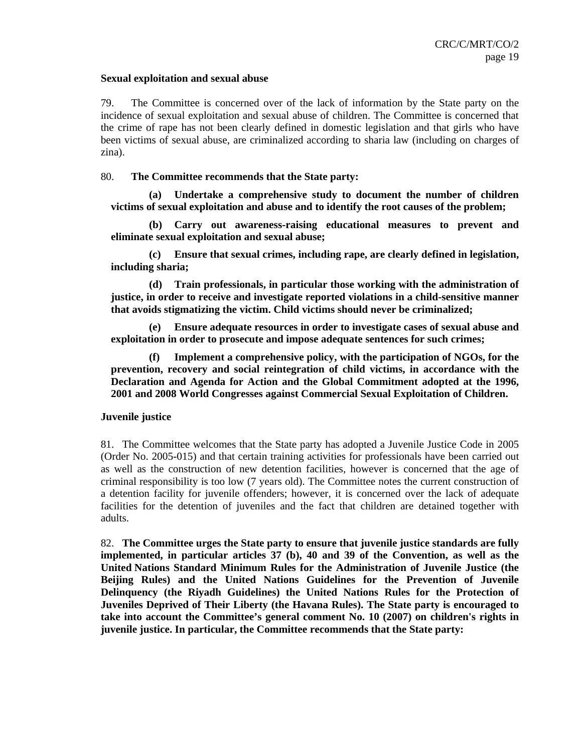**Sexual exploitation and sexual abuse**

79. The Committee is concerned over of the lack of information by the State party on the incidence of sexual exploitation and sexual abuse of children. The Committee is concerned that the crime of rape has not been clearly defined in domestic legislation and that girls who have been victims of sexual abuse, are criminalized according to sharia law (including on charges of zina).

80. **The Committee recommends that the State party:**

**(a) Undertake a comprehensive study to document the number of children victims of sexual exploitation and abuse and to identify the root causes of the problem;**

**(b) Carry out awareness-raising educational measures to prevent and eliminate sexual exploitation and sexual abuse;**

**(c) Ensure that sexual crimes, including rape, are clearly defined in legislation, including sharia;**

**(d) Train professionals, in particular those working with the administration of justice, in order to receive and investigate reported violations in a child-sensitive manner that avoids stigmatizing the victim. Child victims should never be criminalized;**

**(e) Ensure adequate resources in order to investigate cases of sexual abuse and exploitation in order to prosecute and impose adequate sentences for such crimes;**

**(f) Implement a comprehensive policy, with the participation of NGOs, for the prevention, recovery and social reintegration of child victims, in accordance with the Declaration and Agenda for Action and the Global Commitment adopted at the 1996, 2001 and 2008 World Congresses against Commercial Sexual Exploitation of Children.**

**Juvenile justice**

81. The Committee welcomes that the State party has adopted a Juvenile Justice Code in 2005 (Order No. 2005-015) and that certain training activities for professionals have been carried out as well as the construction of new detention facilities, however is concerned that the age of criminal responsibility is too low (7 years old). The Committee notes the current construction of a detention facility for juvenile offenders; however, it is concerned over the lack of adequate facilities for the detention of juveniles and the fact that children are detained together with adults.

82. **The Committee urges the State party to ensure that juvenile justice standards are fully implemented, in particular articles 37 (b), 40 and 39 of the Convention, as well as the United Nations Standard Minimum Rules for the Administration of Juvenile Justice (the Beijing Rules) and the United Nations Guidelines for the Prevention of Juvenile Delinquency (the Riyadh Guidelines) the United Nations Rules for the Protection of Juveniles Deprived of Their Liberty (the Havana Rules). The State party is encouraged to take into account the Committee's general comment No. 10 (2007) on children's rights in juvenile justice. In particular, the Committee recommends that the State party:**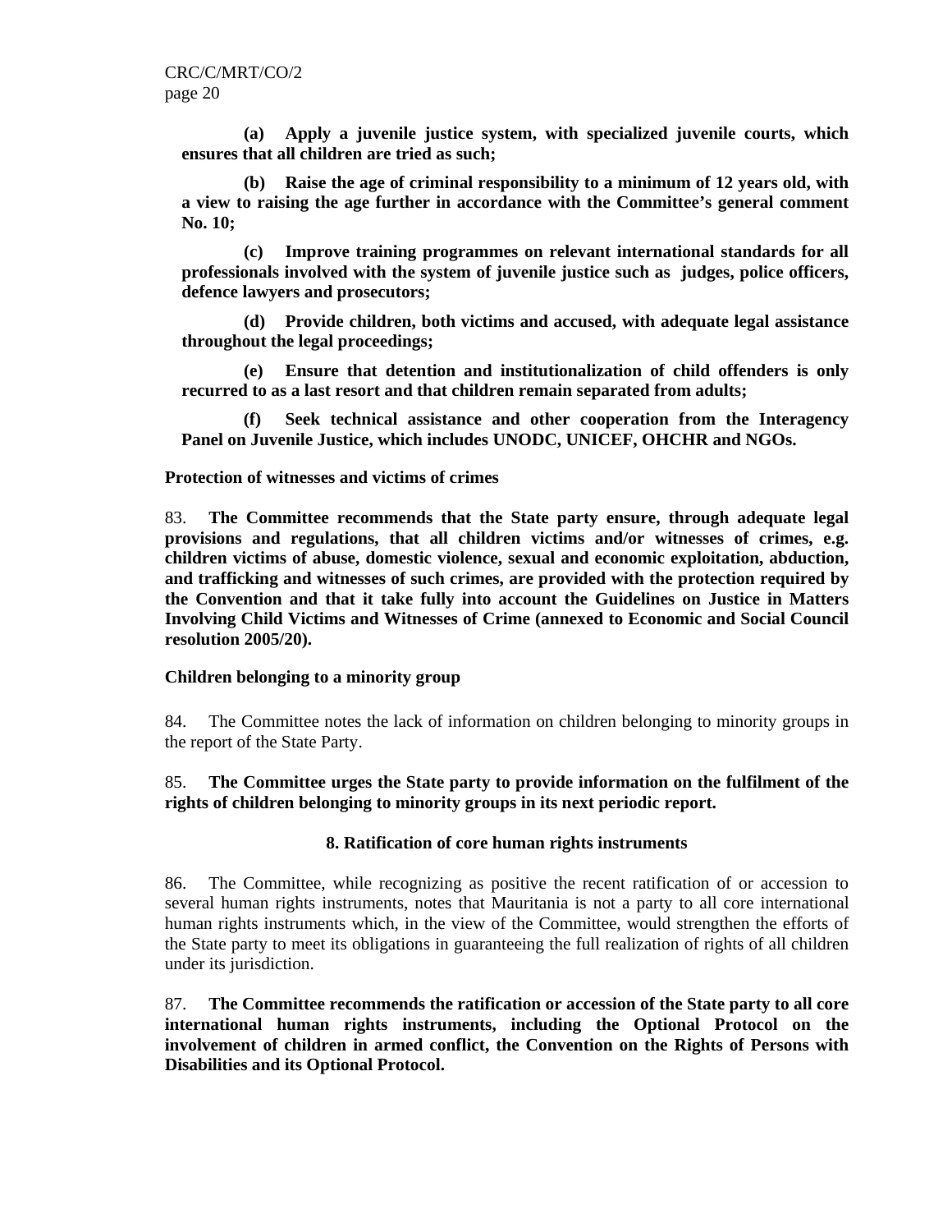**(a) Apply a juvenile justice system, with specialized juvenile courts, which ensures that all children are tried as such;**

**(b) Raise the age of criminal responsibility to a minimum of 12 years old, with a view to raising the age further in accordance with the Committee's general comment No. 10;**

**(c) Improve training programmes on relevant international standards for all professionals involved with the system of juvenile justice such as judges, police officers, defence lawyers and prosecutors;**

**(d) Provide children, both victims and accused, with adequate legal assistance throughout the legal proceedings;**

**(e) Ensure that detention and institutionalization of child offenders is only recurred to as a last resort and that children remain separated from adults;**

**(f) Seek technical assistance and other cooperation from the Interagency Panel on Juvenile Justice, which includes UNODC, UNICEF, OHCHR and NGOs.**

**Protection of witnesses and victims of crimes**

83. **The Committee recommends that the State party ensure, through adequate legal provisions and regulations, that all children victims and/or witnesses of crimes, e.g. children victims of abuse, domestic violence, sexual and economic exploitation, abduction, and trafficking and witnesses of such crimes, are provided with the protection required by the Convention and that it take fully into account the Guidelines on Justice in Matters Involving Child Victims and Witnesses of Crime (annexed to Economic and Social Council resolution 2005/20).**

**Children belonging to a minority group**

84. The Committee notes the lack of information on children belonging to minority groups in the report of the State Party.

85. **The Committee urges the State party to provide information on the fulfilment of the rights of children belonging to minority groups in its next periodic report.**

## 8. Ratification of core human rights instruments

86. The Committee, while recognizing as positive the recent ratification of or accession to several human rights instruments, notes that Mauritania is not a party to all core international human rights instruments which, in the view of the Committee, would strengthen the efforts of the State party to meet its obligations in guaranteeing the full realization of rights of all children under its jurisdiction.

87. **The Committee recommends the ratification or accession of the State party to all core international human rights instruments, including the Optional Protocol on the involvement of children in armed conflict, the Convention on the Rights of Persons with Disabilities and its Optional Protocol.**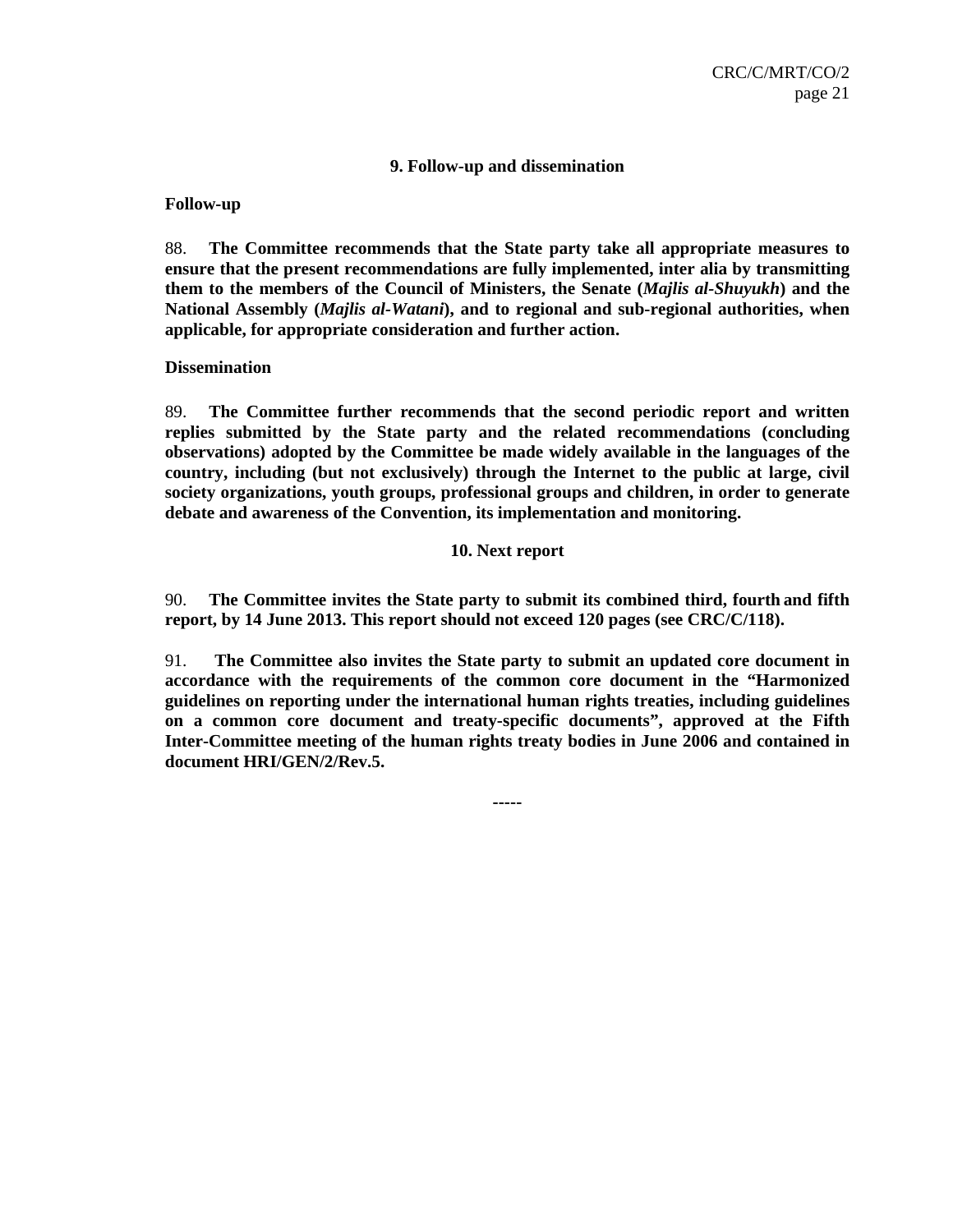## 9. Follow-up and dissemination

**Follow-up**

88. **The Committee recommends that the State party take all appropriate measures to ensure that the present recommendations are fully implemented, inter alia by transmitting them to the members of the Council of Ministers, the Senate (*Majlis al-Shuyukh*) and the National Assembly (*Majlis al-Watani*), and to regional and sub-regional authorities, when applicable, for appropriate consideration and further action.**

**Dissemination**

89. **The Committee further recommends that the second periodic report and written replies submitted by the State party and the related recommendations (concluding observations) adopted by the Committee be made widely available in the languages of the country, including (but not exclusively) through the Internet to the public at large, civil society organizations, youth groups, professional groups and children, in order to generate debate and awareness of the Convention, its implementation and monitoring.**

## 10. Next report

90. **The Committee invites the State party to submit its combined third, fourth and fifth report, by 14 June 2013. This report should not exceed 120 pages (see CRC/C/118).**

91. **The Committee also invites the State party to submit an updated core document in accordance with the requirements of the common core document in the "Harmonized guidelines on reporting under the international human rights treaties, including guidelines on a common core document and treaty-specific documents", approved at the Fifth Inter-Committee meeting of the human rights treaty bodies in June 2006 and contained in document HRI/GEN/2/Rev.5.**

-----